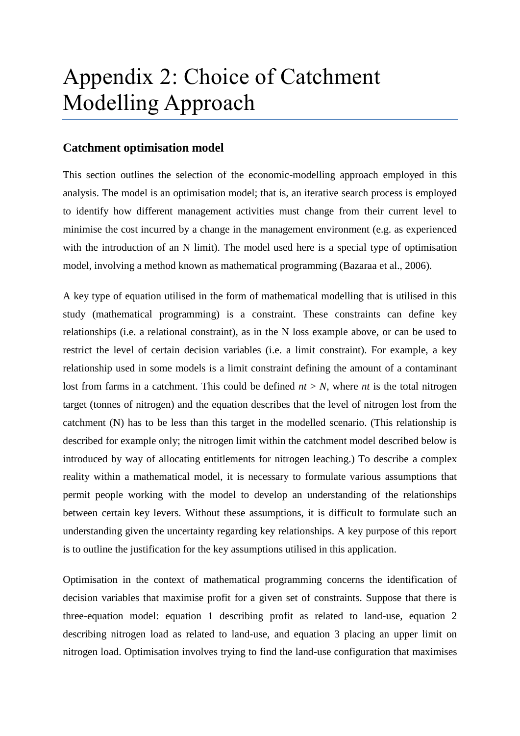# Appendix 2: Choice of Catchment Modelling Approach

## Catchment optimisation model

This section outlines the selection of the economic-modelling approach employed in this analysis. The model is an optimisation model; that is, an iterative search process is employed to identify how different management activities must change from their current level to minimise the cost incurred by a change in the management environment (e.g. as experienced with the introduction of an N limit). The model used here is a special type of optimisation model, involving a method known as mathematical programming (Bazaraa et al., 2006).

A key type of equation utilised in the form of mathematical modelling that is utilised in this study (mathematical programming) is a constraint. These constraints can define key relationships (i.e. a relational constraint), as in the N loss example above, or can be used to restrict the level of certain decision variables (i.e. a limit constraint). For example, a key relationship used in some models is a limit constraint defining the amount of a contaminant lost from farms in a catchment. This could be defined $nt > N$, where $nt$ is the total nitrogen target (tonnes of nitrogen) and the equation describes that the level of nitrogen lost from the catchment (N) has to be less than this target in the modelled scenario. (This relationship is described for example only; the nitrogen limit within the catchment model described below is introduced by way of allocating entitlements for nitrogen leaching.) To describe a complex reality within a mathematical model, it is necessary to formulate various assumptions that permit people working with the model to develop an understanding of the relationships between certain key levers. Without these assumptions, it is difficult to formulate such an understanding given the uncertainty regarding key relationships. A key purpose of this report is to outline the justification for the key assumptions utilised in this application.

Optimisation in the context of mathematical programming concerns the identification of decision variables that maximise profit for a given set of constraints. Suppose that there is three-equation model: equation 1 describing profit as related to land-use, equation 2 describing nitrogen load as related to land-use, and equation 3 placing an upper limit on nitrogen load. Optimisation involves trying to find the land-use configuration that maximises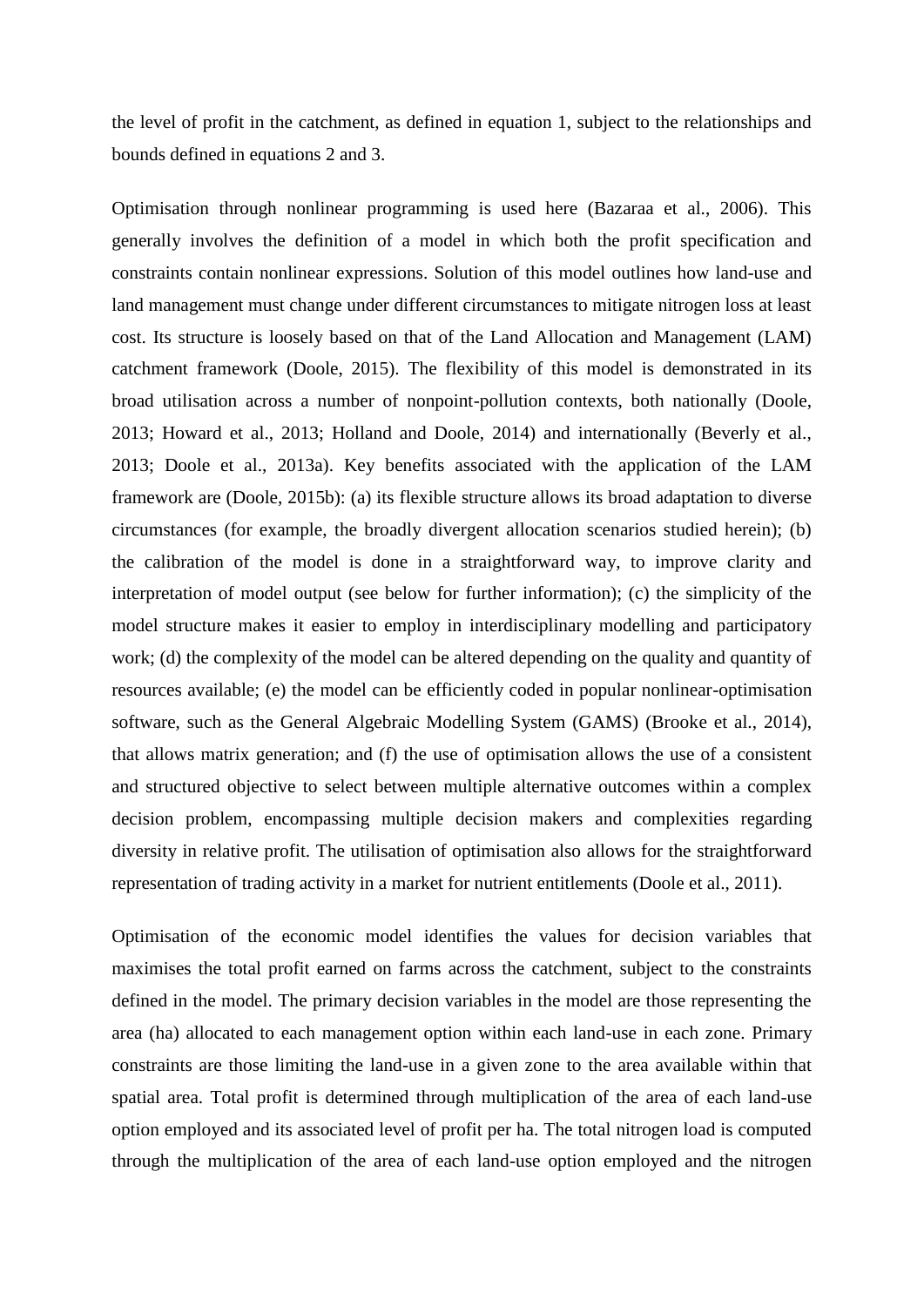the level of profit in the catchment, as defined in equation 1, subject to the relationships and bounds defined in equations 2 and 3.

Optimisation through nonlinear programming is used here (Bazaraa et al., 2006). This generally involves the definition of a model in which both the profit specification and constraints contain nonlinear expressions. Solution of this model outlines how land-use and land management must change under different circumstances to mitigate nitrogen loss at least cost. Its structure is loosely based on that of the Land Allocation and Management (LAM) catchment framework (Doole, 2015). The flexibility of this model is demonstrated in its broad utilisation across a number of nonpoint-pollution contexts, both nationally (Doole, 2013; Howard et al., 2013; Holland and Doole, 2014) and internationally (Beverly et al., 2013; Doole et al., 2013a). Key benefits associated with the application of the LAM framework are (Doole, 2015b): (a) its flexible structure allows its broad adaptation to diverse circumstances (for example, the broadly divergent allocation scenarios studied herein); (b) the calibration of the model is done in a straightforward way, to improve clarity and interpretation of model output (see below for further information); (c) the simplicity of the model structure makes it easier to employ in interdisciplinary modelling and participatory work; (d) the complexity of the model can be altered depending on the quality and quantity of resources available; (e) the model can be efficiently coded in popular nonlinear-optimisation software, such as the General Algebraic Modelling System (GAMS) (Brooke et al., 2014), that allows matrix generation; and (f) the use of optimisation allows the use of a consistent and structured objective to select between multiple alternative outcomes within a complex decision problem, encompassing multiple decision makers and complexities regarding diversity in relative profit. The utilisation of optimisation also allows for the straightforward representation of trading activity in a market for nutrient entitlements (Doole et al., 2011).

Optimisation of the economic model identifies the values for decision variables that maximises the total profit earned on farms across the catchment, subject to the constraints defined in the model. The primary decision variables in the model are those representing the area (ha) allocated to each management option within each land-use in each zone. Primary constraints are those limiting the land-use in a given zone to the area available within that spatial area. Total profit is determined through multiplication of the area of each land-use option employed and its associated level of profit per ha. The total nitrogen load is computed through the multiplication of the area of each land-use option employed and the nitrogen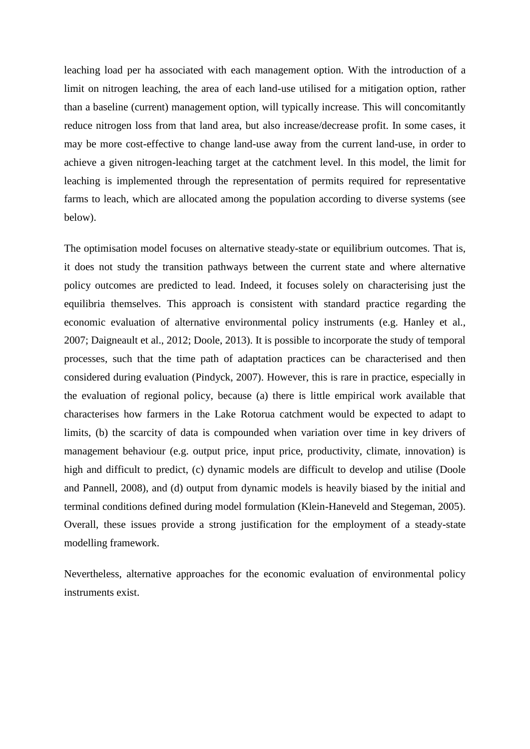leaching load per ha associated with each management option. With the introduction of a limit on nitrogen leaching, the area of each land-use utilised for a mitigation option, rather than a baseline (current) management option, will typically increase. This will concomitantly reduce nitrogen loss from that land area, but also increase/decrease profit. In some cases, it may be more cost-effective to change land-use away from the current land-use, in order to achieve a given nitrogen-leaching target at the catchment level. In this model, the limit for leaching is implemented through the representation of permits required for representative farms to leach, which are allocated among the population according to diverse systems (see below).

The optimisation model focuses on alternative steady-state or equilibrium outcomes. That is, it does not study the transition pathways between the current state and where alternative policy outcomes are predicted to lead. Indeed, it focuses solely on characterising just the equilibria themselves. This approach is consistent with standard practice regarding the economic evaluation of alternative environmental policy instruments (e.g. Hanley et al., 2007; Daigneault et al., 2012; Doole, 2013). It is possible to incorporate the study of temporal processes, such that the time path of adaptation practices can be characterised and then considered during evaluation (Pindyck, 2007). However, this is rare in practice, especially in the evaluation of regional policy, because (a) there is little empirical work available that characterises how farmers in the Lake Rotorua catchment would be expected to adapt to limits, (b) the scarcity of data is compounded when variation over time in key drivers of management behaviour (e.g. output price, input price, productivity, climate, innovation) is high and difficult to predict, (c) dynamic models are difficult to develop and utilise (Doole and Pannell, 2008), and (d) output from dynamic models is heavily biased by the initial and terminal conditions defined during model formulation (Klein-Haneveld and Stegeman, 2005). Overall, these issues provide a strong justification for the employment of a steady-state modelling framework.

Nevertheless, alternative approaches for the economic evaluation of environmental policy instruments exist.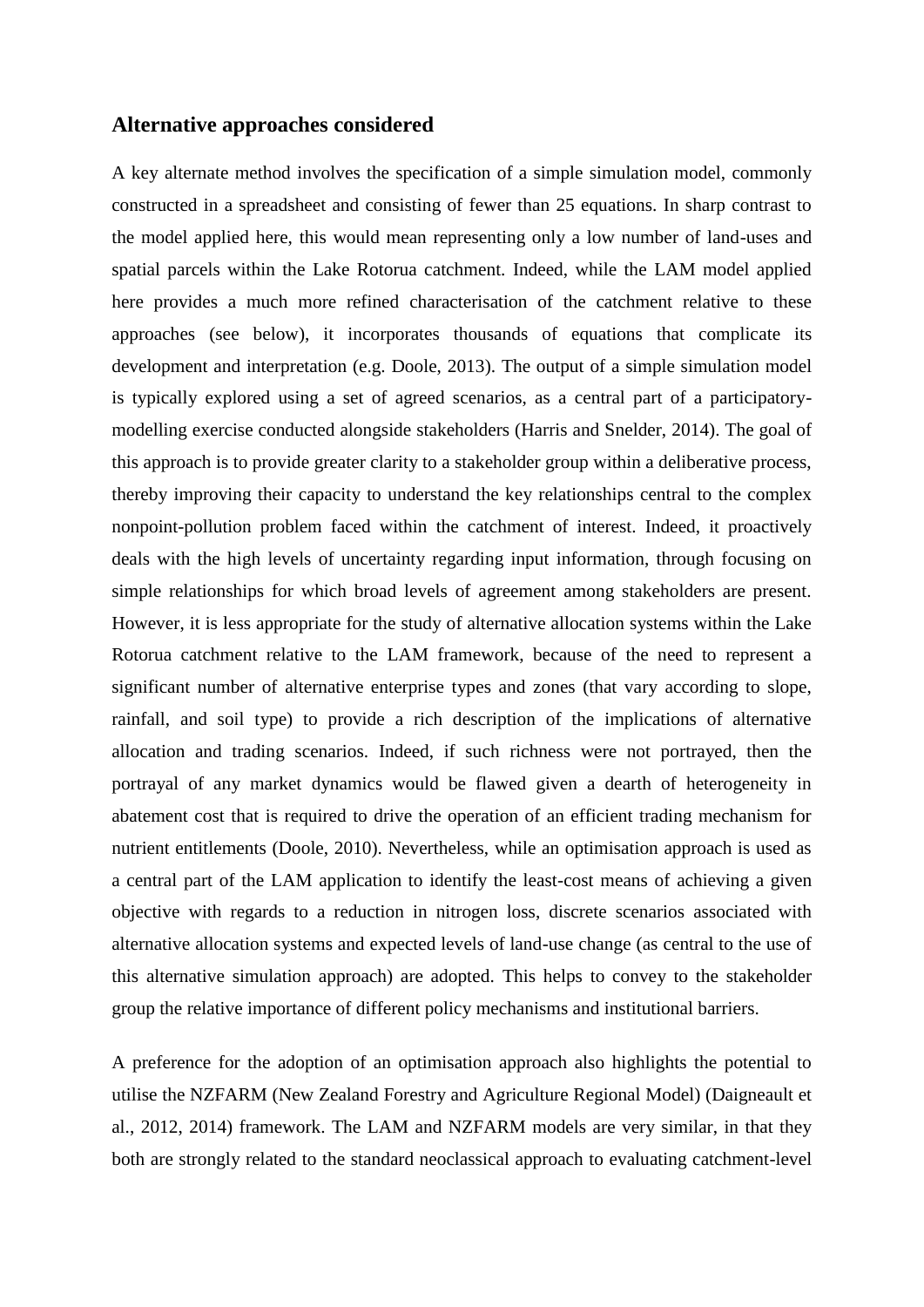## Alternative approaches considered

A key alternate method involves the specification of a simple simulation model, commonly constructed in a spreadsheet and consisting of fewer than 25 equations. In sharp contrast to the model applied here, this would mean representing only a low number of land-uses and spatial parcels within the Lake Rotorua catchment. Indeed, while the LAM model applied here provides a much more refined characterisation of the catchment relative to these approaches (see below), it incorporates thousands of equations that complicate its development and interpretation (e.g. Doole, 2013). The output of a simple simulation model is typically explored using a set of agreed scenarios, as a central part of a participatory-modelling exercise conducted alongside stakeholders (Harris and Snelder, 2014). The goal of this approach is to provide greater clarity to a stakeholder group within a deliberative process, thereby improving their capacity to understand the key relationships central to the complex nonpoint-pollution problem faced within the catchment of interest. Indeed, it proactively deals with the high levels of uncertainty regarding input information, through focusing on simple relationships for which broad levels of agreement among stakeholders are present. However, it is less appropriate for the study of alternative allocation systems within the Lake Rotorua catchment relative to the LAM framework, because of the need to represent a significant number of alternative enterprise types and zones (that vary according to slope, rainfall, and soil type) to provide a rich description of the implications of alternative allocation and trading scenarios. Indeed, if such richness were not portrayed, then the portrayal of any market dynamics would be flawed given a dearth of heterogeneity in abatement cost that is required to drive the operation of an efficient trading mechanism for nutrient entitlements (Doole, 2010). Nevertheless, while an optimisation approach is used as a central part of the LAM application to identify the least-cost means of achieving a given objective with regards to a reduction in nitrogen loss, discrete scenarios associated with alternative allocation systems and expected levels of land-use change (as central to the use of this alternative simulation approach) are adopted. This helps to convey to the stakeholder group the relative importance of different policy mechanisms and institutional barriers.

A preference for the adoption of an optimisation approach also highlights the potential to utilise the NZFARM (New Zealand Forestry and Agriculture Regional Model) (Daigneault et al., 2012, 2014) framework. The LAM and NZFARM models are very similar, in that they both are strongly related to the standard neoclassical approach to evaluating catchment-level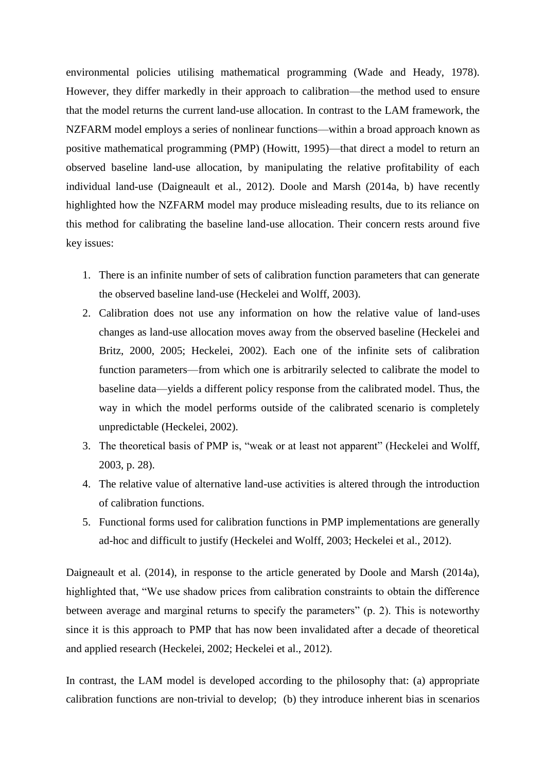environmental policies utilising mathematical programming (Wade and Heady, 1978). However, they differ markedly in their approach to calibration—the method used to ensure that the model returns the current land-use allocation. In contrast to the LAM framework, the NZFARM model employs a series of nonlinear functions—within a broad approach known as positive mathematical programming (PMP) (Howitt, 1995)—that direct a model to return an observed baseline land-use allocation, by manipulating the relative profitability of each individual land-use (Daigneault et al., 2012). Doole and Marsh (2014a, b) have recently highlighted how the NZFARM model may produce misleading results, due to its reliance on this method for calibrating the baseline land-use allocation. Their concern rests around five key issues:

1. There is an infinite number of sets of calibration function parameters that can generate the observed baseline land-use (Heckelei and Wolff, 2003).
2. Calibration does not use any information on how the relative value of land-uses changes as land-use allocation moves away from the observed baseline (Heckelei and Britz, 2000, 2005; Heckelei, 2002). Each one of the infinite sets of calibration function parameters—from which one is arbitrarily selected to calibrate the model to baseline data—yields a different policy response from the calibrated model. Thus, the way in which the model performs outside of the calibrated scenario is completely unpredictable (Heckelei, 2002).
3. The theoretical basis of PMP is, "weak or at least not apparent" (Heckelei and Wolff, 2003, p. 28).
4. The relative value of alternative land-use activities is altered through the introduction of calibration functions.
5. Functional forms used for calibration functions in PMP implementations are generally ad-hoc and difficult to justify (Heckelei and Wolff, 2003; Heckelei et al., 2012).

Daigneault et al. (2014), in response to the article generated by Doole and Marsh (2014a), highlighted that, "We use shadow prices from calibration constraints to obtain the difference between average and marginal returns to specify the parameters" (p. 2). This is noteworthy since it is this approach to PMP that has now been invalidated after a decade of theoretical and applied research (Heckelei, 2002; Heckelei et al., 2012).

In contrast, the LAM model is developed according to the philosophy that: (a) appropriate calibration functions are non-trivial to develop; (b) they introduce inherent bias in scenarios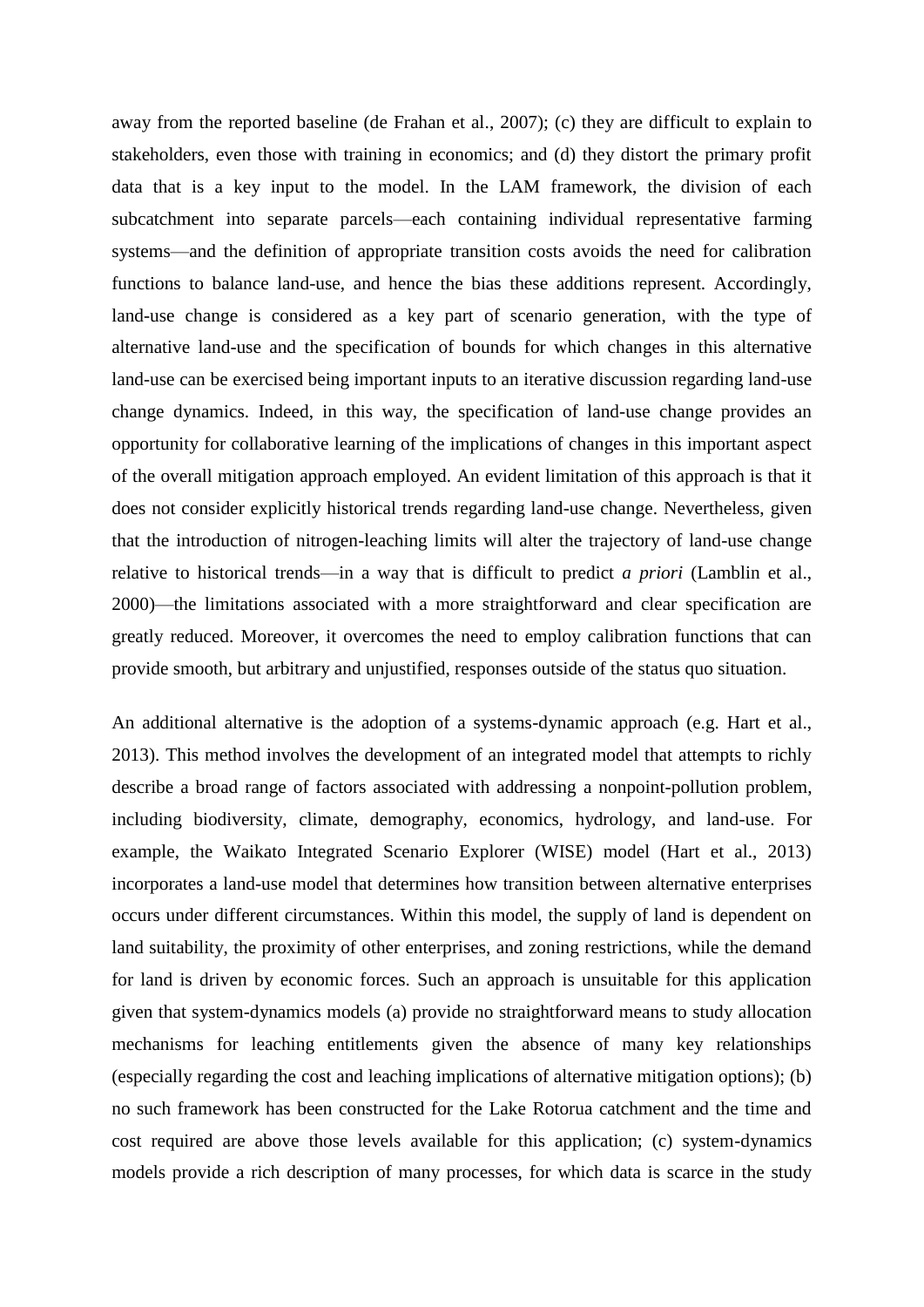away from the reported baseline (de Frahan et al., 2007); (c) they are difficult to explain to stakeholders, even those with training in economics; and (d) they distort the primary profit data that is a key input to the model. In the LAM framework, the division of each subcatchment into separate parcels—each containing individual representative farming systems—and the definition of appropriate transition costs avoids the need for calibration functions to balance land-use, and hence the bias these additions represent. Accordingly, land-use change is considered as a key part of scenario generation, with the type of alternative land-use and the specification of bounds for which changes in this alternative land-use can be exercised being important inputs to an iterative discussion regarding land-use change dynamics. Indeed, in this way, the specification of land-use change provides an opportunity for collaborative learning of the implications of changes in this important aspect of the overall mitigation approach employed. An evident limitation of this approach is that it does not consider explicitly historical trends regarding land-use change. Nevertheless, given that the introduction of nitrogen-leaching limits will alter the trajectory of land-use change relative to historical trends—in a way that is difficult to predict *a priori* (Lamblin et al., 2000)—the limitations associated with a more straightforward and clear specification are greatly reduced. Moreover, it overcomes the need to employ calibration functions that can provide smooth, but arbitrary and unjustified, responses outside of the status quo situation.

An additional alternative is the adoption of a systems-dynamic approach (e.g. Hart et al., 2013). This method involves the development of an integrated model that attempts to richly describe a broad range of factors associated with addressing a nonpoint-pollution problem, including biodiversity, climate, demography, economics, hydrology, and land-use. For example, the Waikato Integrated Scenario Explorer (WISE) model (Hart et al., 2013) incorporates a land-use model that determines how transition between alternative enterprises occurs under different circumstances. Within this model, the supply of land is dependent on land suitability, the proximity of other enterprises, and zoning restrictions, while the demand for land is driven by economic forces. Such an approach is unsuitable for this application given that system-dynamics models (a) provide no straightforward means to study allocation mechanisms for leaching entitlements given the absence of many key relationships (especially regarding the cost and leaching implications of alternative mitigation options); (b) no such framework has been constructed for the Lake Rotorua catchment and the time and cost required are above those levels available for this application; (c) system-dynamics models provide a rich description of many processes, for which data is scarce in the study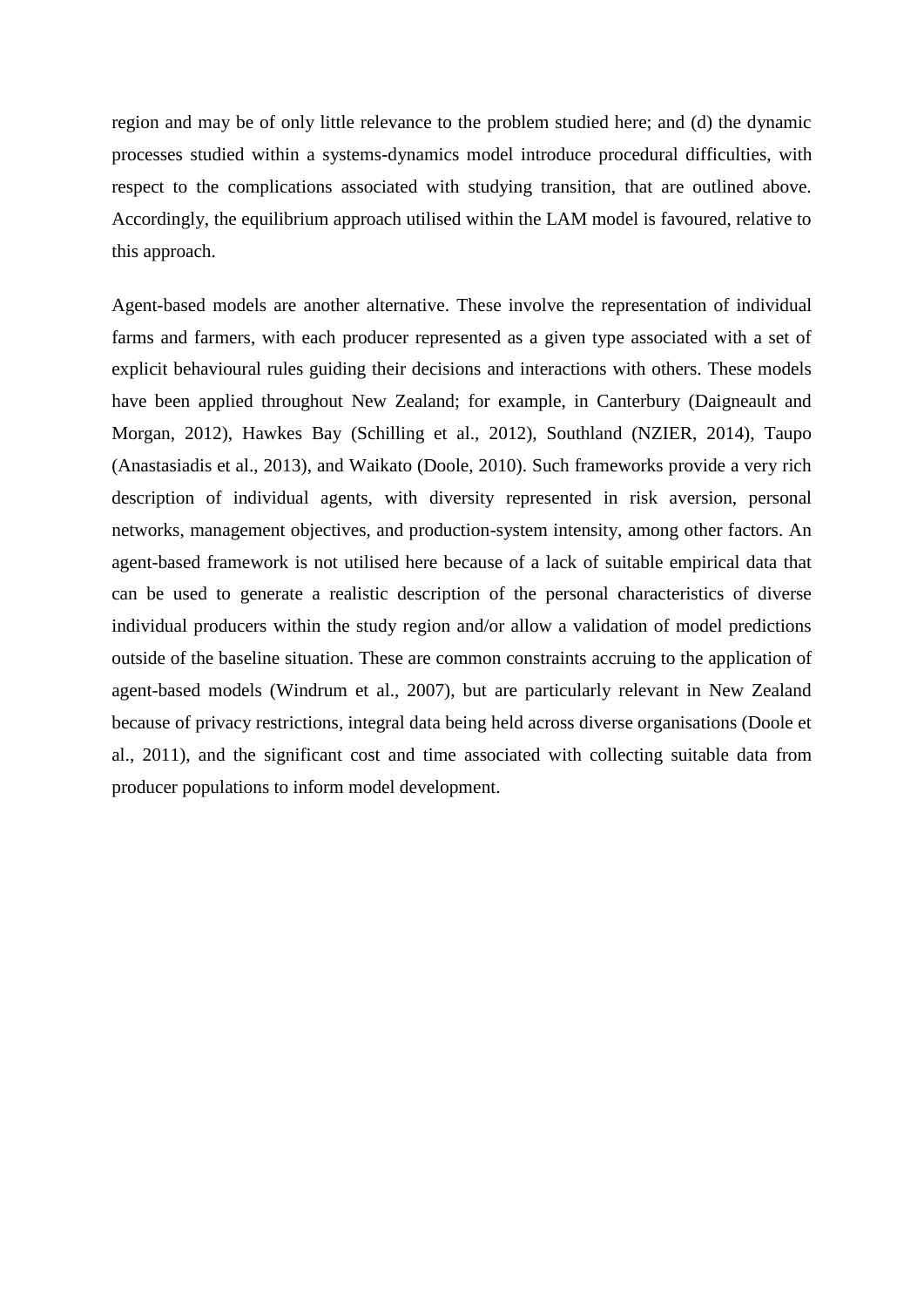region and may be of only little relevance to the problem studied here; and (d) the dynamic processes studied within a systems-dynamics model introduce procedural difficulties, with respect to the complications associated with studying transition, that are outlined above. Accordingly, the equilibrium approach utilised within the LAM model is favoured, relative to this approach.

Agent-based models are another alternative. These involve the representation of individual farms and farmers, with each producer represented as a given type associated with a set of explicit behavioural rules guiding their decisions and interactions with others. These models have been applied throughout New Zealand; for example, in Canterbury (Daigneault and Morgan, 2012), Hawkes Bay (Schilling et al., 2012), Southland (NZIER, 2014), Taupo (Anastasiadis et al., 2013), and Waikato (Doole, 2010). Such frameworks provide a very rich description of individual agents, with diversity represented in risk aversion, personal networks, management objectives, and production-system intensity, among other factors. An agent-based framework is not utilised here because of a lack of suitable empirical data that can be used to generate a realistic description of the personal characteristics of diverse individual producers within the study region and/or allow a validation of model predictions outside of the baseline situation. These are common constraints accruing to the application of agent-based models (Windrum et al., 2007), but are particularly relevant in New Zealand because of privacy restrictions, integral data being held across diverse organisations (Doole et al., 2011), and the significant cost and time associated with collecting suitable data from producer populations to inform model development.